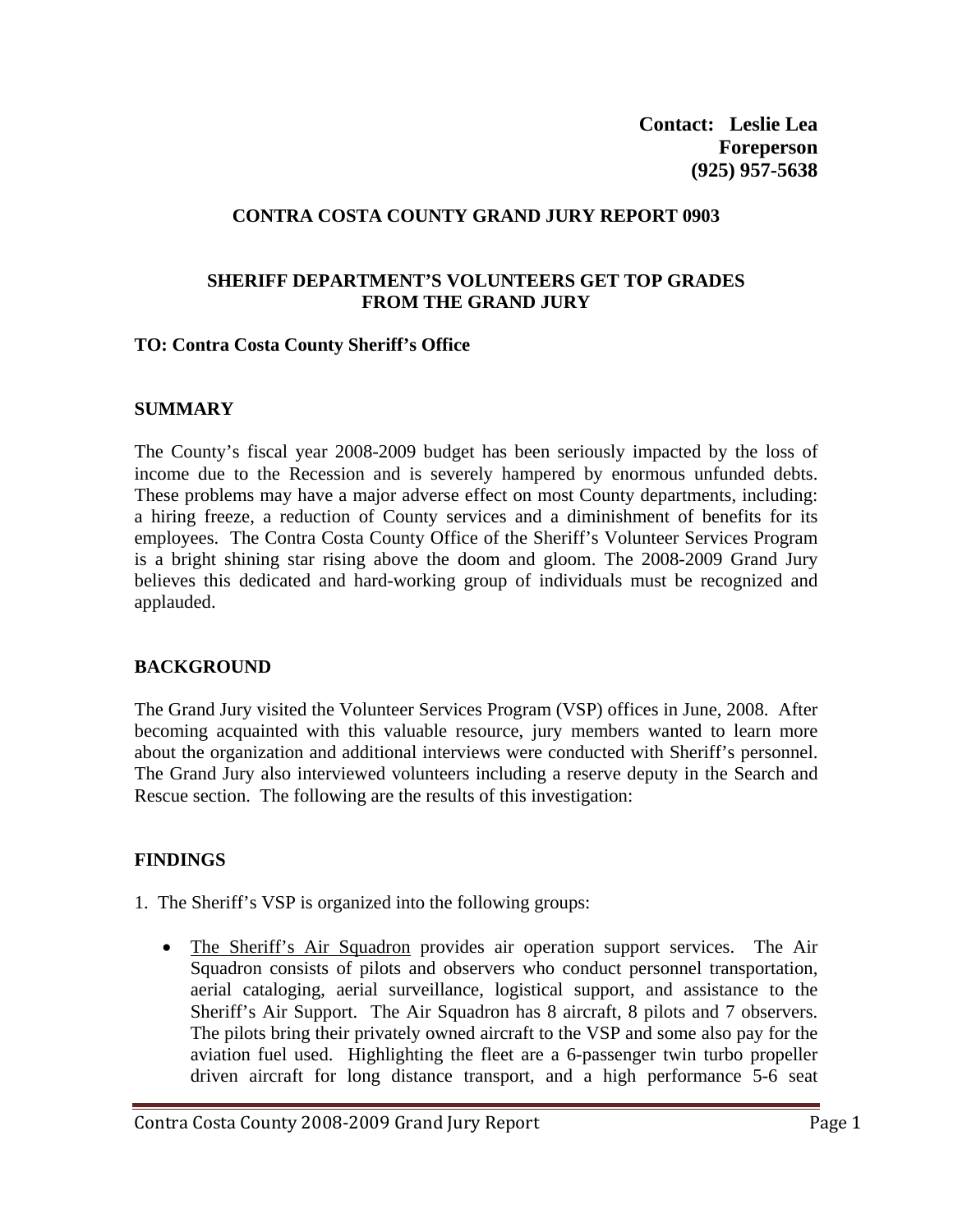**Contact: Leslie Lea**
**Foreperson**
**(925) 957-5638**

## CONTRA COSTA COUNTY GRAND JURY REPORT 0903

## SHERIFF DEPARTMENT'S VOLUNTEERS GET TOP GRADES FROM THE GRAND JURY

**TO: Contra Costa County Sheriff's Office**

### SUMMARY

The County's fiscal year 2008-2009 budget has been seriously impacted by the loss of income due to the Recession and is severely hampered by enormous unfunded debts. These problems may have a major adverse effect on most County departments, including: a hiring freeze, a reduction of County services and a diminishment of benefits for its employees. The Contra Costa County Office of the Sheriff's Volunteer Services Program is a bright shining star rising above the doom and gloom. The 2008-2009 Grand Jury believes this dedicated and hard-working group of individuals must be recognized and applauded.

### BACKGROUND

The Grand Jury visited the Volunteer Services Program (VSP) offices in June, 2008. After becoming acquainted with this valuable resource, jury members wanted to learn more about the organization and additional interviews were conducted with Sheriff's personnel. The Grand Jury also interviewed volunteers including a reserve deputy in the Search and Rescue section. The following are the results of this investigation:

### FINDINGS

1. The Sheriff's VSP is organized into the following groups:

   - <u>The Sheriff's Air Squadron</u> provides air operation support services. The Air Squadron consists of pilots and observers who conduct personnel transportation, aerial cataloging, aerial surveillance, logistical support, and assistance to the Sheriff's Air Support. The Air Squadron has 8 aircraft, 8 pilots and 7 observers. The pilots bring their privately owned aircraft to the VSP and some also pay for the aviation fuel used. Highlighting the fleet are a 6-passenger twin turbo propeller driven aircraft for long distance transport, and a high performance 5-6 seat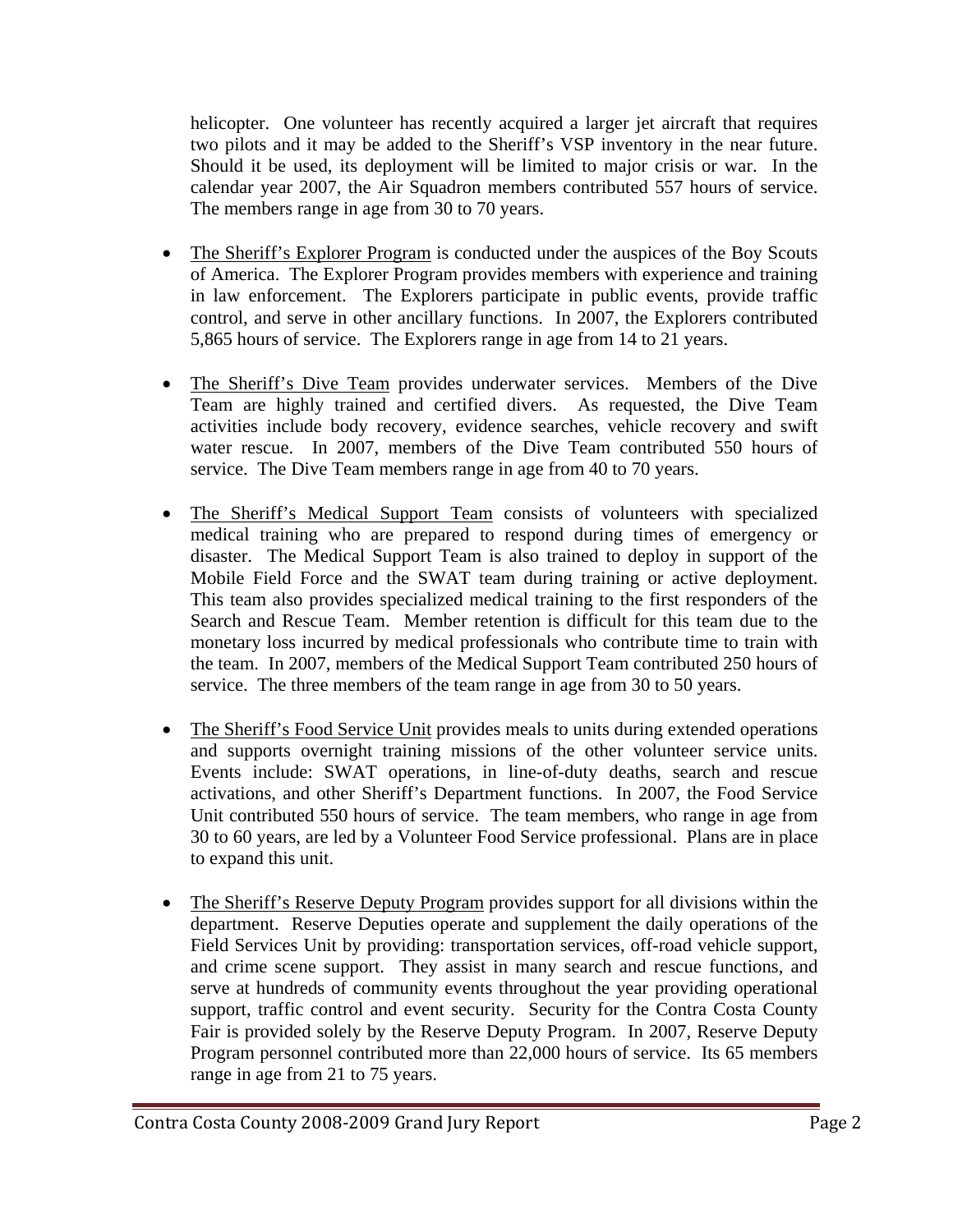helicopter. One volunteer has recently acquired a larger jet aircraft that requires two pilots and it may be added to the Sheriff's VSP inventory in the near future. Should it be used, its deployment will be limited to major crisis or war. In the calendar year 2007, the Air Squadron members contributed 557 hours of service. The members range in age from 30 to 70 years.

- The Sheriff's Explorer Program is conducted under the auspices of the Boy Scouts of America. The Explorer Program provides members with experience and training in law enforcement. The Explorers participate in public events, provide traffic control, and serve in other ancillary functions. In 2007, the Explorers contributed 5,865 hours of service. The Explorers range in age from 14 to 21 years.

- The Sheriff's Dive Team provides underwater services. Members of the Dive Team are highly trained and certified divers. As requested, the Dive Team activities include body recovery, evidence searches, vehicle recovery and swift water rescue. In 2007, members of the Dive Team contributed 550 hours of service. The Dive Team members range in age from 40 to 70 years.

- The Sheriff's Medical Support Team consists of volunteers with specialized medical training who are prepared to respond during times of emergency or disaster. The Medical Support Team is also trained to deploy in support of the Mobile Field Force and the SWAT team during training or active deployment. This team also provides specialized medical training to the first responders of the Search and Rescue Team. Member retention is difficult for this team due to the monetary loss incurred by medical professionals who contribute time to train with the team. In 2007, members of the Medical Support Team contributed 250 hours of service. The three members of the team range in age from 30 to 50 years.

- The Sheriff's Food Service Unit provides meals to units during extended operations and supports overnight training missions of the other volunteer service units. Events include: SWAT operations, in line-of-duty deaths, search and rescue activations, and other Sheriff's Department functions. In 2007, the Food Service Unit contributed 550 hours of service. The team members, who range in age from 30 to 60 years, are led by a Volunteer Food Service professional. Plans are in place to expand this unit.

- The Sheriff's Reserve Deputy Program provides support for all divisions within the department. Reserve Deputies operate and supplement the daily operations of the Field Services Unit by providing: transportation services, off-road vehicle support, and crime scene support. They assist in many search and rescue functions, and serve at hundreds of community events throughout the year providing operational support, traffic control and event security. Security for the Contra Costa County Fair is provided solely by the Reserve Deputy Program. In 2007, Reserve Deputy Program personnel contributed more than 22,000 hours of service. Its 65 members range in age from 21 to 75 years.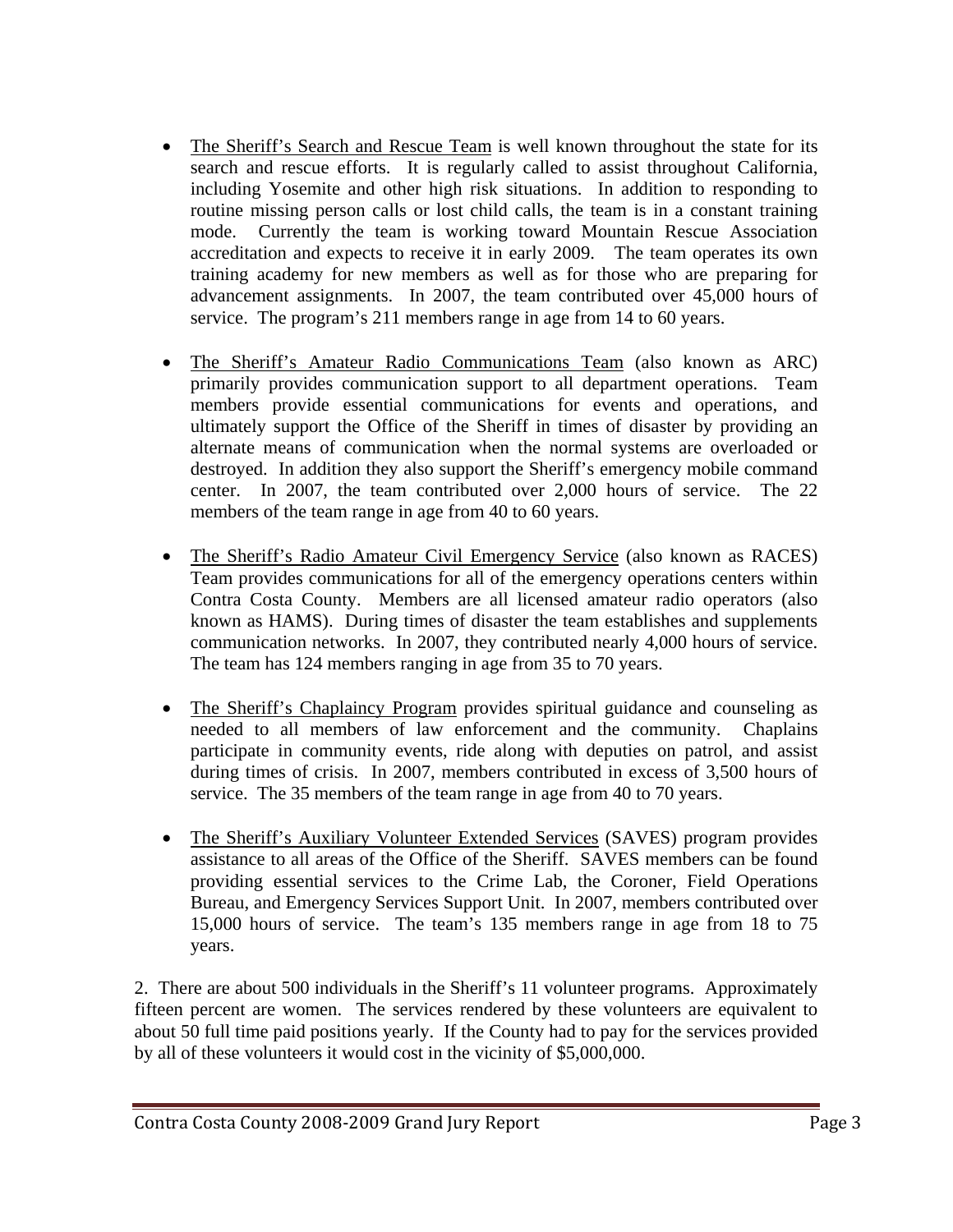- The Sheriff's Search and Rescue Team is well known throughout the state for its search and rescue efforts. It is regularly called to assist throughout California, including Yosemite and other high risk situations. In addition to responding to routine missing person calls or lost child calls, the team is in a constant training mode. Currently the team is working toward Mountain Rescue Association accreditation and expects to receive it in early 2009. The team operates its own training academy for new members as well as for those who are preparing for advancement assignments. In 2007, the team contributed over 45,000 hours of service. The program's 211 members range in age from 14 to 60 years.

- The Sheriff's Amateur Radio Communications Team (also known as ARC) primarily provides communication support to all department operations. Team members provide essential communications for events and operations, and ultimately support the Office of the Sheriff in times of disaster by providing an alternate means of communication when the normal systems are overloaded or destroyed. In addition they also support the Sheriff's emergency mobile command center. In 2007, the team contributed over 2,000 hours of service. The 22 members of the team range in age from 40 to 60 years.

- The Sheriff's Radio Amateur Civil Emergency Service (also known as RACES) Team provides communications for all of the emergency operations centers within Contra Costa County. Members are all licensed amateur radio operators (also known as HAMS). During times of disaster the team establishes and supplements communication networks. In 2007, they contributed nearly 4,000 hours of service. The team has 124 members ranging in age from 35 to 70 years.

- The Sheriff's Chaplaincy Program provides spiritual guidance and counseling as needed to all members of law enforcement and the community. Chaplains participate in community events, ride along with deputies on patrol, and assist during times of crisis. In 2007, members contributed in excess of 3,500 hours of service. The 35 members of the team range in age from 40 to 70 years.

- The Sheriff's Auxiliary Volunteer Extended Services (SAVES) program provides assistance to all areas of the Office of the Sheriff. SAVES members can be found providing essential services to the Crime Lab, the Coroner, Field Operations Bureau, and Emergency Services Support Unit. In 2007, members contributed over 15,000 hours of service. The team's 135 members range in age from 18 to 75 years.

2. There are about 500 individuals in the Sheriff's 11 volunteer programs. Approximately fifteen percent are women. The services rendered by these volunteers are equivalent to about 50 full time paid positions yearly. If the County had to pay for the services provided by all of these volunteers it would cost in the vicinity of $5,000,000.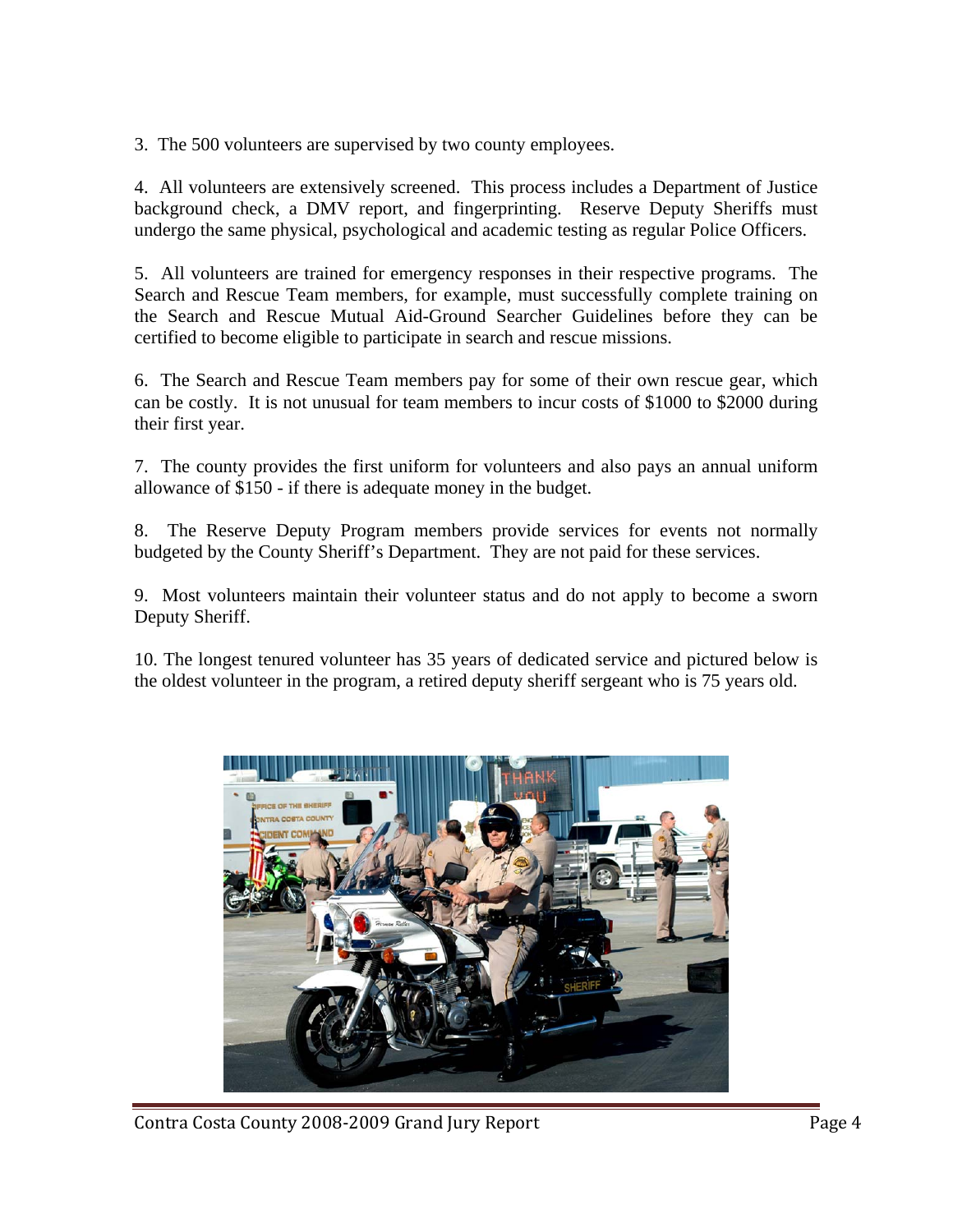3. The 500 volunteers are supervised by two county employees.

4. All volunteers are extensively screened. This process includes a Department of Justice background check, a DMV report, and fingerprinting. Reserve Deputy Sheriffs must undergo the same physical, psychological and academic testing as regular Police Officers.

5. All volunteers are trained for emergency responses in their respective programs. The Search and Rescue Team members, for example, must successfully complete training on the Search and Rescue Mutual Aid-Ground Searcher Guidelines before they can be certified to become eligible to participate in search and rescue missions.

6. The Search and Rescue Team members pay for some of their own rescue gear, which can be costly. It is not unusual for team members to incur costs of $1000 to $2000 during their first year.

7. The county provides the first uniform for volunteers and also pays an annual uniform allowance of $150 - if there is adequate money in the budget.

8. The Reserve Deputy Program members provide services for events not normally budgeted by the County Sheriff's Department. They are not paid for these services.

9. Most volunteers maintain their volunteer status and do not apply to become a sworn Deputy Sheriff.

10. The longest tenured volunteer has 35 years of dedicated service and pictured below is the oldest volunteer in the program, a retired deputy sheriff sergeant who is 75 years old.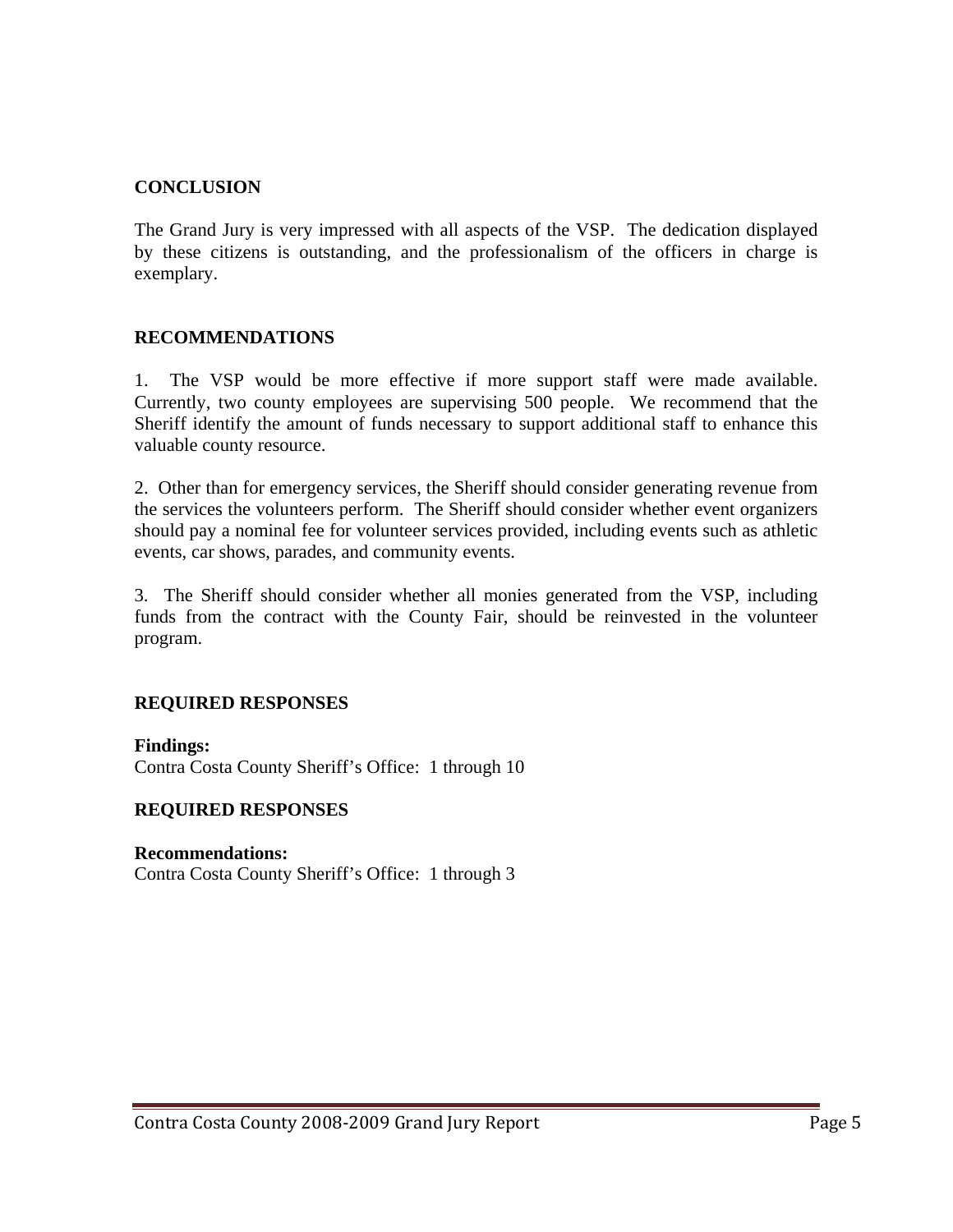## CONCLUSION

The Grand Jury is very impressed with all aspects of the VSP. The dedication displayed by these citizens is outstanding, and the professionalism of the officers in charge is exemplary.

## RECOMMENDATIONS

1. The VSP would be more effective if more support staff were made available. Currently, two county employees are supervising 500 people. We recommend that the Sheriff identify the amount of funds necessary to support additional staff to enhance this valuable county resource.

2. Other than for emergency services, the Sheriff should consider generating revenue from the services the volunteers perform. The Sheriff should consider whether event organizers should pay a nominal fee for volunteer services provided, including events such as athletic events, car shows, parades, and community events.

3. The Sheriff should consider whether all monies generated from the VSP, including funds from the contract with the County Fair, should be reinvested in the volunteer program.

## REQUIRED RESPONSES

**Findings:**
Contra Costa County Sheriff's Office: 1 through 10

## REQUIRED RESPONSES

**Recommendations:**
Contra Costa County Sheriff's Office: 1 through 3